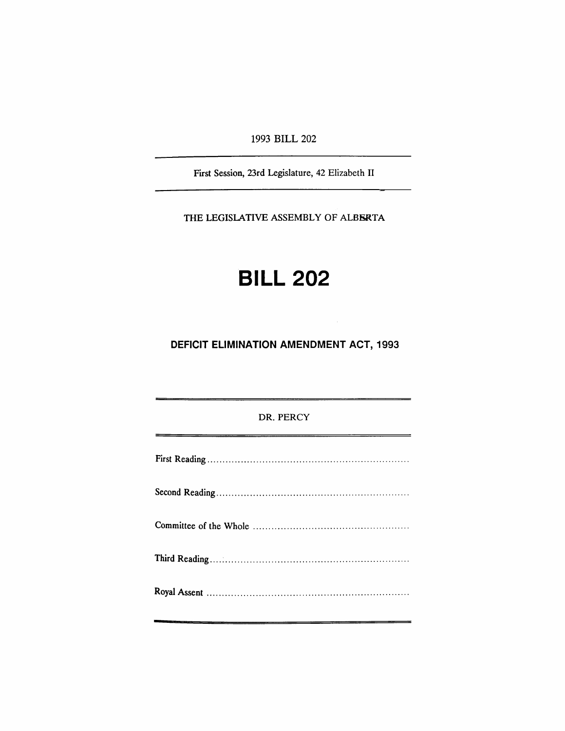1993 BILL 202

First Session, 23rd Legislature, 42 Elizabeth II

THE LEGISLATIVE ASSEMBLY OF ALBERTA

# BILL 202

## DEFICIT ELIMINATION AMENDMENT ACT, 1993

DR. PERCY

First Reading ..................................................................

Second Reading ..............................................................

Committee of the Whole ..................................................

Third Reading ................................................................

Royal Assent ..................................................................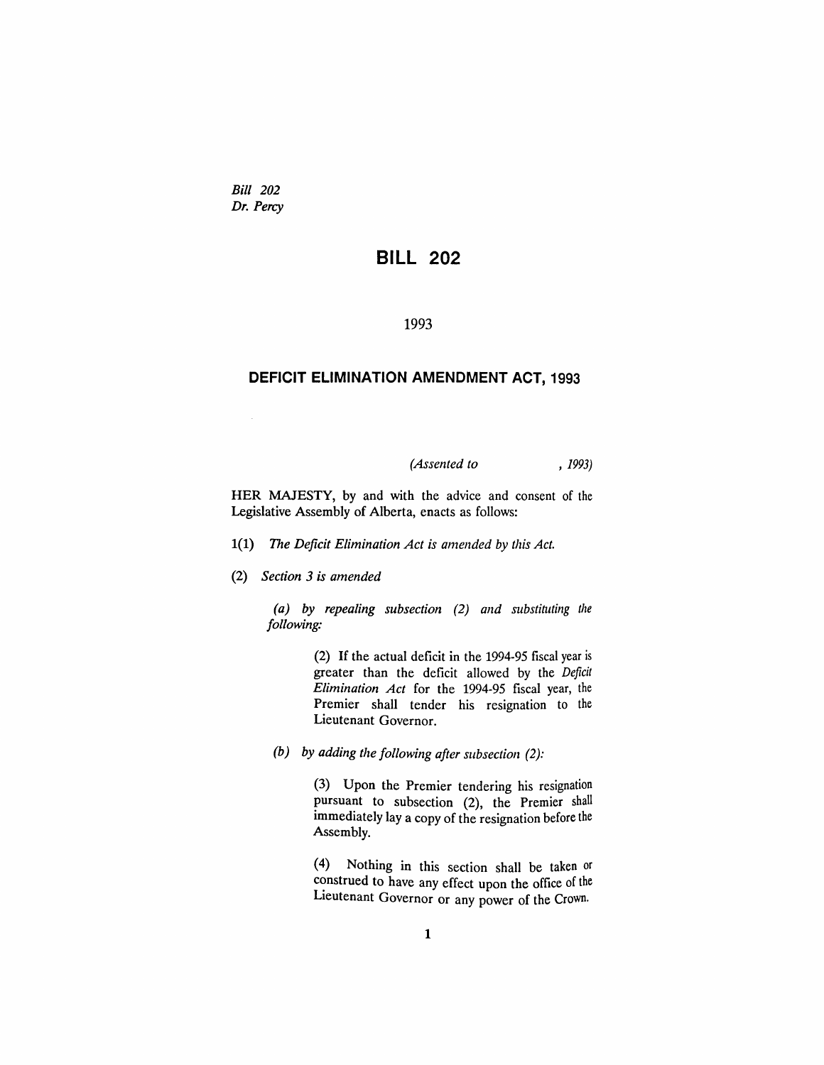*Bill 202*
*Dr. Percy*

# BILL 202

1993

## DEFICIT ELIMINATION AMENDMENT ACT, 1993

*(Assented to , 1993)*

HER MAJESTY, by and with the advice and consent of the Legislative Assembly of Alberta, enacts as follows:

1(1) *The Deficit Elimination Act is amended by this Act.*

(2) *Section 3 is amended*

*(a) by repealing subsection (2) and substituting the following:*

(2) If the actual deficit in the 1994-95 fiscal year is greater than the deficit allowed by the *Deficit Elimination Act* for the 1994-95 fiscal year, the Premier shall tender his resignation to the Lieutenant Governor.

*(b) by adding the following after subsection (2):*

(3) Upon the Premier tendering his resignation pursuant to subsection (2), the Premier shall immediately lay a copy of the resignation before the Assembly.

(4) Nothing in this section shall be taken or construed to have any effect upon the office of the Lieutenant Governor or any power of the Crown.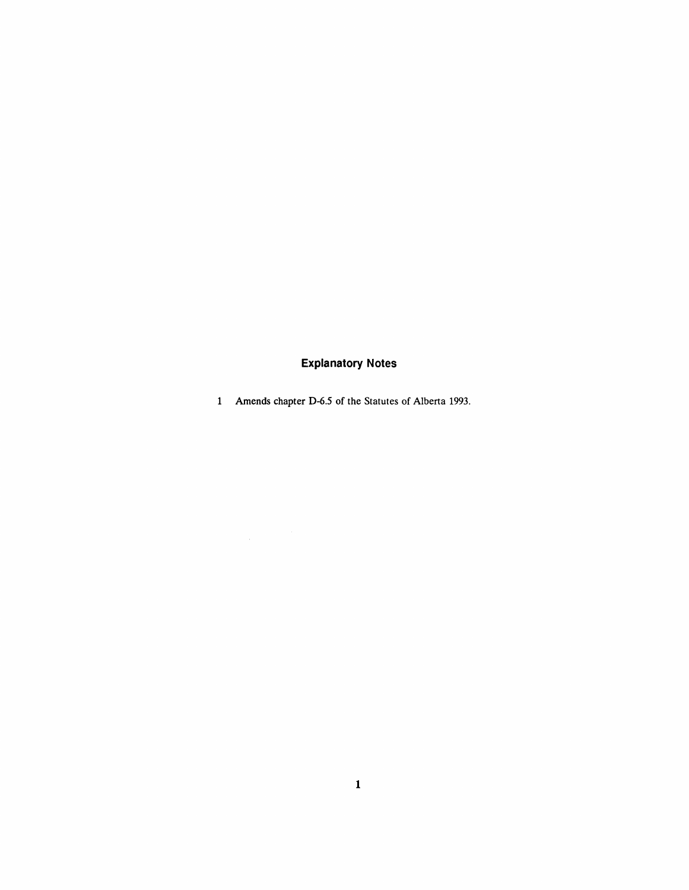## Explanatory Notes

1 Amends chapter D-6.5 of the Statutes of Alberta 1993.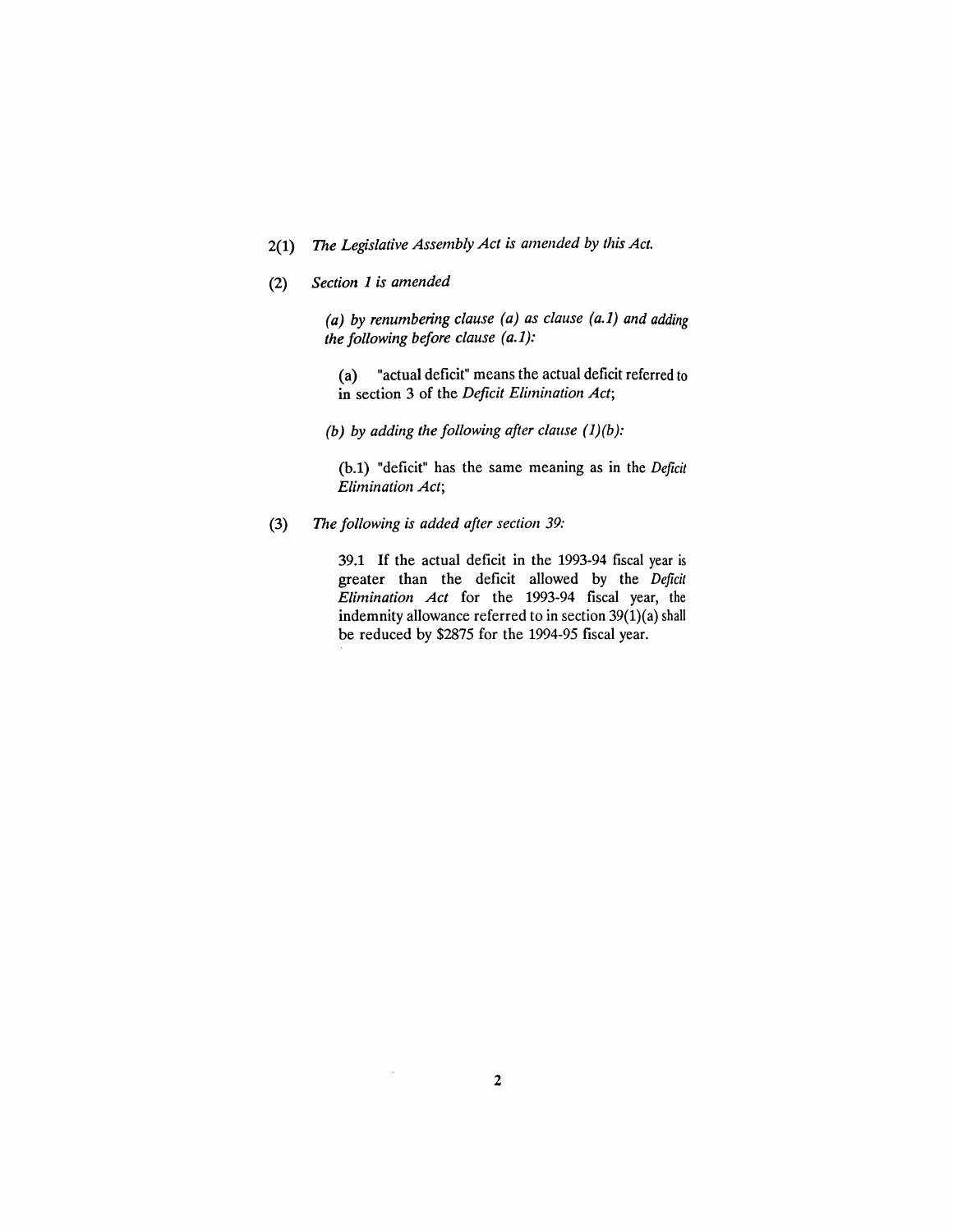2(1) *The Legislative Assembly Act is amended by this Act.*

(2) *Section 1 is amended*

*(a) by renumbering clause (a) as clause (a.1) and adding the following before clause (a.1):*

(a) "actual deficit" means the actual deficit referred to in section 3 of the *Deficit Elimination Act*;

*(b) by adding the following after clause (1)(b):*

(b.1) "deficit" has the same meaning as in the *Deficit Elimination Act*;

(3) *The following is added after section 39:*

39.1 If the actual deficit in the 1993-94 fiscal year is greater than the deficit allowed by the *Deficit Elimination Act* for the 1993-94 fiscal year, the indemnity allowance referred to in section 39(1)(a) shall be reduced by $2875 for the 1994-95 fiscal year.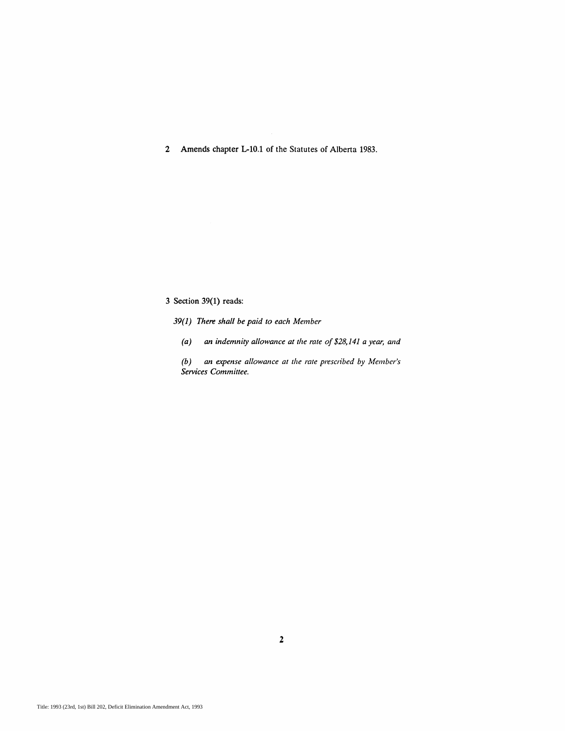2 Amends chapter L-10.1 of the Statutes of Alberta 1983.

3 Section 39(1) reads:

*39(1) There shall be paid to each Member*

*(a) an indemnity allowance at the rate of $28,141 a year, and*

*(b) an expense allowance at the rate prescribed by Member's Services Committee.*